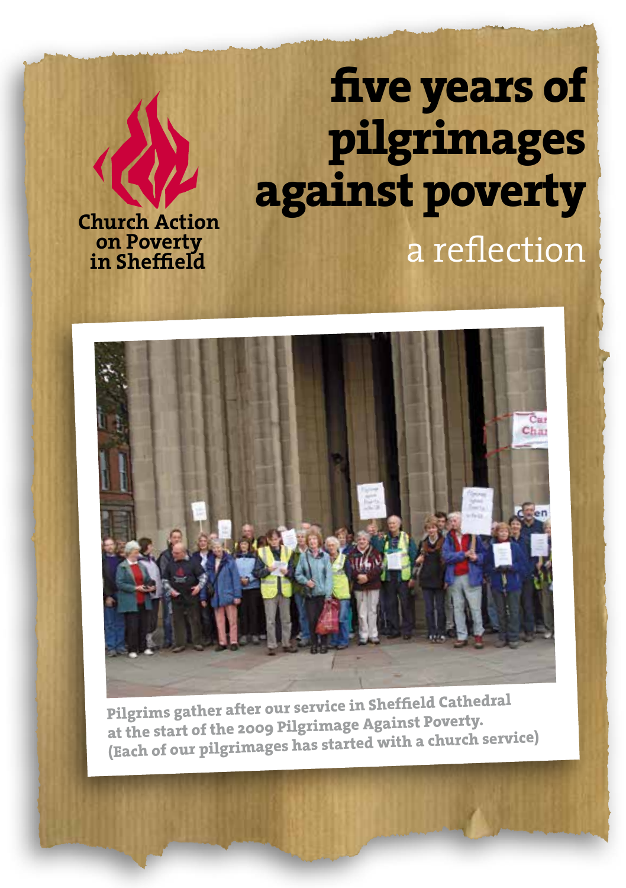Church Action on Poverty in Sheffield

# five years of pilgrimages against poverty

## a reflection

Pilgrims gather after our service in Sheffield Cathedral at the start of the 2009 Pilgrimage Against Poverty. (Each of our pilgrimages has started with a church service)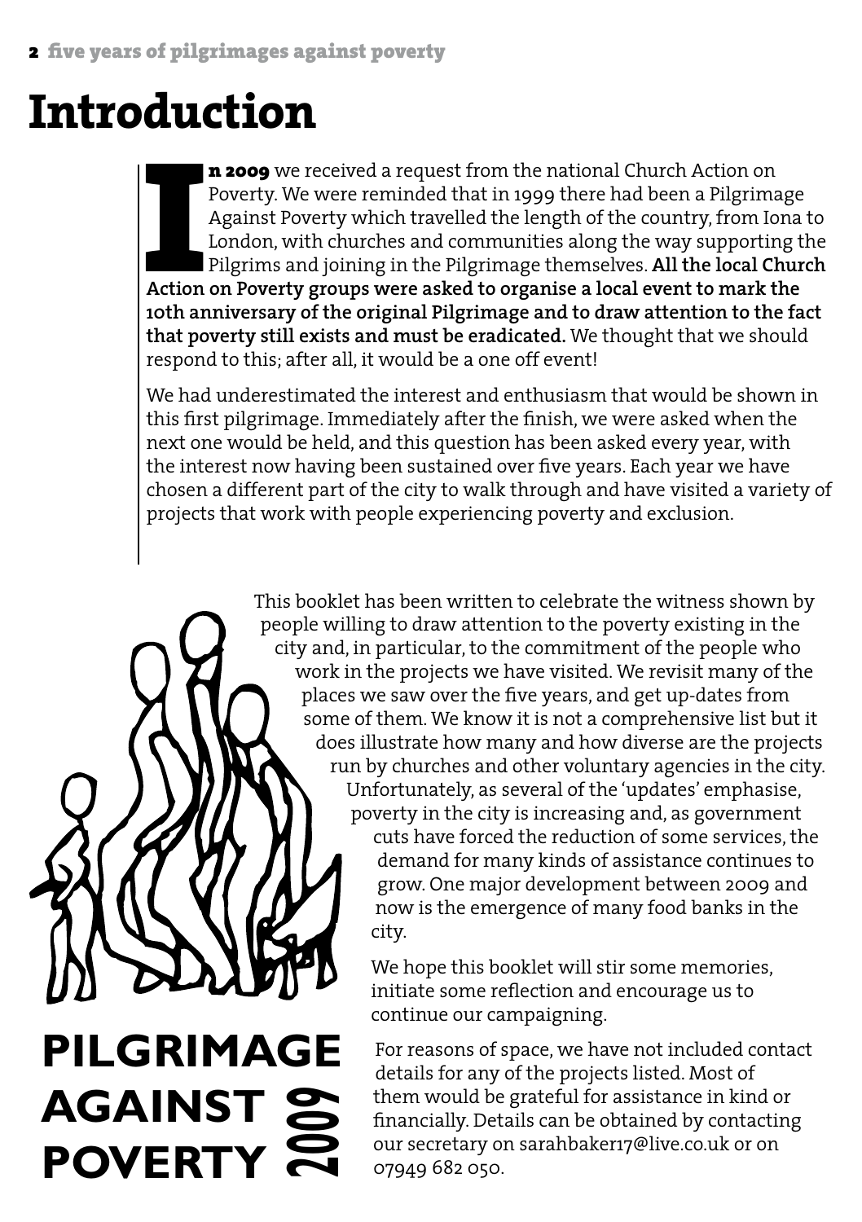# Introduction

**In 2009** we received a request from the national Church Action on Poverty. We were reminded that in 1999 there had been a Pilgrimage Against Poverty which travelled the length of the country, from Iona to London, with churches and communities along the way supporting the Pilgrims and joining in the Pilgrimage themselves. **All the local Church Action on Poverty groups were asked to organise a local event to mark the 10th anniversary of the original Pilgrimage and to draw attention to the fact that poverty still exists and must be eradicated.** We thought that we should respond to this; after all, it would be a one off event!

We had underestimated the interest and enthusiasm that would be shown in this first pilgrimage. Immediately after the finish, we were asked when the next one would be held, and this question has been asked every year, with the interest now having been sustained over five years. Each year we have chosen a different part of the city to walk through and have visited a variety of projects that work with people experiencing poverty and exclusion.

This booklet has been written to celebrate the witness shown by people willing to draw attention to the poverty existing in the city and, in particular, to the commitment of the people who work in the projects we have visited. We revisit many of the places we saw over the five years, and get up-dates from some of them. We know it is not a comprehensive list but it does illustrate how many and how diverse are the projects run by churches and other voluntary agencies in the city. Unfortunately, as several of the 'updates' emphasise, poverty in the city is increasing and, as government cuts have forced the reduction of some services, the demand for many kinds of assistance continues to grow. One major development between 2009 and now is the emergence of many food banks in the city.

We hope this booklet will stir some memories, initiate some reflection and encourage us to continue our campaigning.

For reasons of space, we have not included contact details for any of the projects listed. Most of them would be grateful for assistance in kind or financially. Details can be obtained by contacting our secretary on sarahbaker17@live.co.uk or on 07949 682 050.

**PILGRIMAGE AGAINST POVERTY 2009**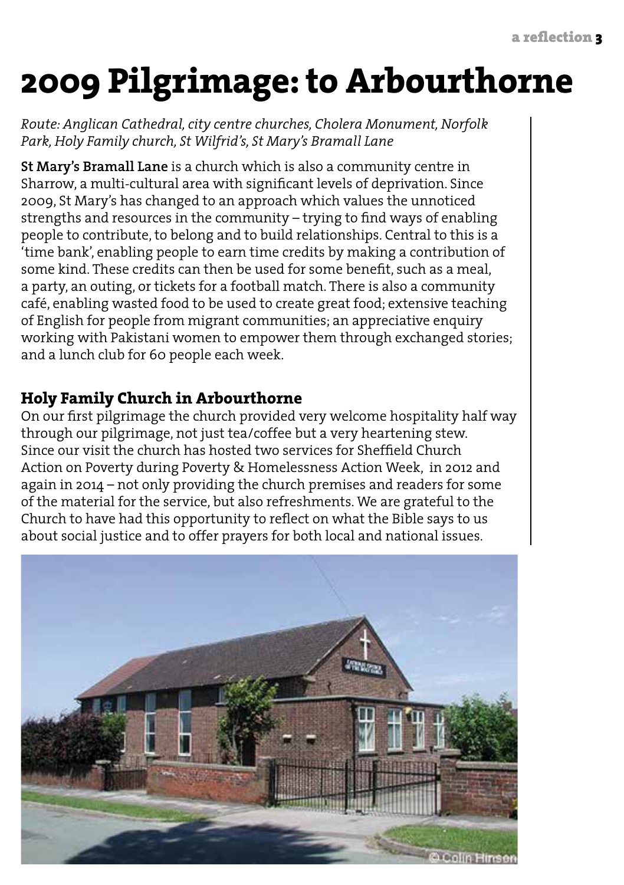# 2009 Pilgrimage: to Arbourthorne

*Route: Anglican Cathedral, city centre churches, Cholera Monument, Norfolk Park, Holy Family church, St Wilfrid's, St Mary's Bramall Lane*

**St Mary's Bramall Lane** is a church which is also a community centre in Sharrow, a multi-cultural area with significant levels of deprivation. Since 2009, St Mary's has changed to an approach which values the unnoticed strengths and resources in the community – trying to find ways of enabling people to contribute, to belong and to build relationships. Central to this is a 'time bank', enabling people to earn time credits by making a contribution of some kind. These credits can then be used for some benefit, such as a meal, a party, an outing, or tickets for a football match. There is also a community café, enabling wasted food to be used to create great food; extensive teaching of English for people from migrant communities; an appreciative enquiry working with Pakistani women to empower them through exchanged stories; and a lunch club for 60 people each week.

## Holy Family Church in Arbourthorne

On our first pilgrimage the church provided very welcome hospitality half way through our pilgrimage, not just tea/coffee but a very heartening stew. Since our visit the church has hosted two services for Sheffield Church Action on Poverty during Poverty & Homelessness Action Week, in 2012 and again in 2014 – not only providing the church premises and readers for some of the material for the service, but also refreshments. We are grateful to the Church to have had this opportunity to reflect on what the Bible says to us about social justice and to offer prayers for both local and national issues.

© Colin Hinson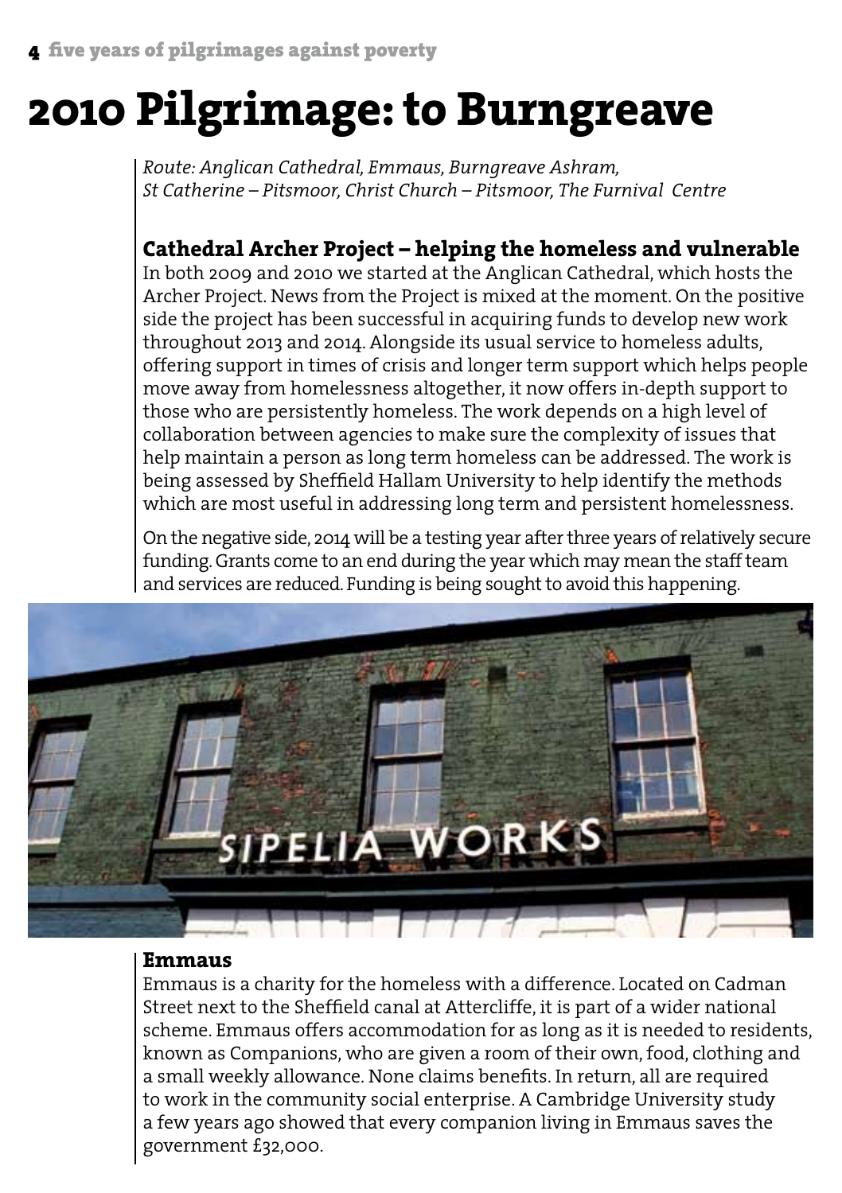# 2010 Pilgrimage: to Burngreave

*Route: Anglican Cathedral, Emmaus, Burngreave Ashram, St Catherine – Pitsmoor, Christ Church – Pitsmoor, The Furnival Centre*

## Cathedral Archer Project – helping the homeless and vulnerable

In both 2009 and 2010 we started at the Anglican Cathedral, which hosts the Archer Project. News from the Project is mixed at the moment. On the positive side the project has been successful in acquiring funds to develop new work throughout 2013 and 2014. Alongside its usual service to homeless adults, offering support in times of crisis and longer term support which helps people move away from homelessness altogether, it now offers in-depth support to those who are persistently homeless. The work depends on a high level of collaboration between agencies to make sure the complexity of issues that help maintain a person as long term homeless can be addressed. The work is being assessed by Sheffield Hallam University to help identify the methods which are most useful in addressing long term and persistent homelessness.

On the negative side, 2014 will be a testing year after three years of relatively secure funding. Grants come to an end during the year which may mean the staff team and services are reduced. Funding is being sought to avoid this happening.

## Emmaus

Emmaus is a charity for the homeless with a difference. Located on Cadman Street next to the Sheffield canal at Attercliffe, it is part of a wider national scheme. Emmaus offers accommodation for as long as it is needed to residents, known as Companions, who are given a room of their own, food, clothing and a small weekly allowance. None claims benefits. In return, all are required to work in the community social enterprise. A Cambridge University study a few years ago showed that every companion living in Emmaus saves the government £32,000.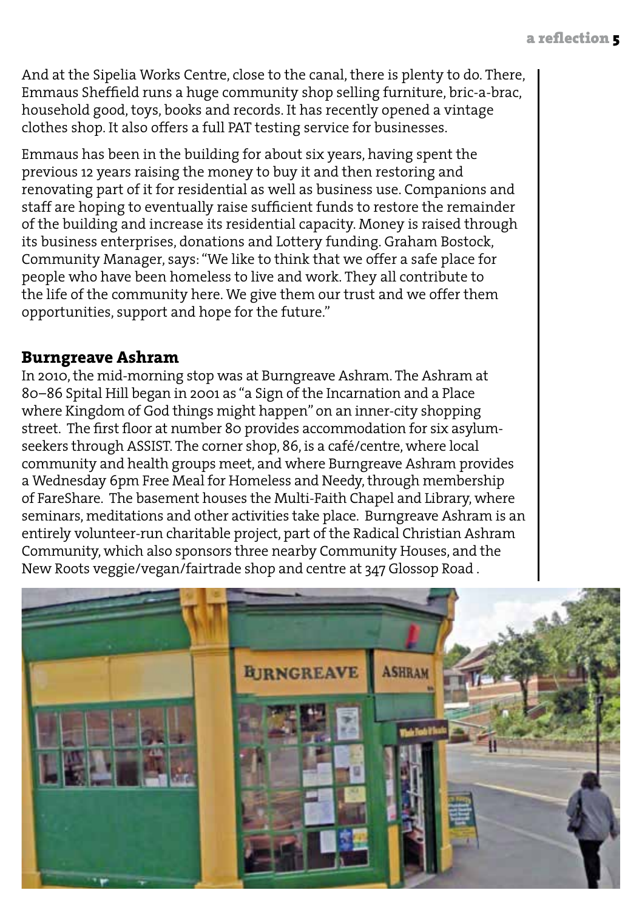And at the Sipelia Works Centre, close to the canal, there is plenty to do. There, Emmaus Sheffield runs a huge community shop selling furniture, bric-a-brac, household good, toys, books and records. It has recently opened a vintage clothes shop. It also offers a full PAT testing service for businesses.

Emmaus has been in the building for about six years, having spent the previous 12 years raising the money to buy it and then restoring and renovating part of it for residential as well as business use. Companions and staff are hoping to eventually raise sufficient funds to restore the remainder of the building and increase its residential capacity. Money is raised through its business enterprises, donations and Lottery funding. Graham Bostock, Community Manager, says: "We like to think that we offer a safe place for people who have been homeless to live and work. They all contribute to the life of the community here. We give them our trust and we offer them opportunities, support and hope for the future."

## Burngreave Ashram

In 2010, the mid-morning stop was at Burngreave Ashram. The Ashram at 80–86 Spital Hill began in 2001 as "a Sign of the Incarnation and a Place where Kingdom of God things might happen" on an inner-city shopping street. The first floor at number 80 provides accommodation for six asylum-seekers through ASSIST. The corner shop, 86, is a café/centre, where local community and health groups meet, and where Burngreave Ashram provides a Wednesday 6pm Free Meal for Homeless and Needy, through membership of FareShare. The basement houses the Multi-Faith Chapel and Library, where seminars, meditations and other activities take place. Burngreave Ashram is an entirely volunteer-run charitable project, part of the Radical Christian Ashram Community, which also sponsors three nearby Community Houses, and the New Roots veggie/vegan/fairtrade shop and centre at 347 Glossop Road .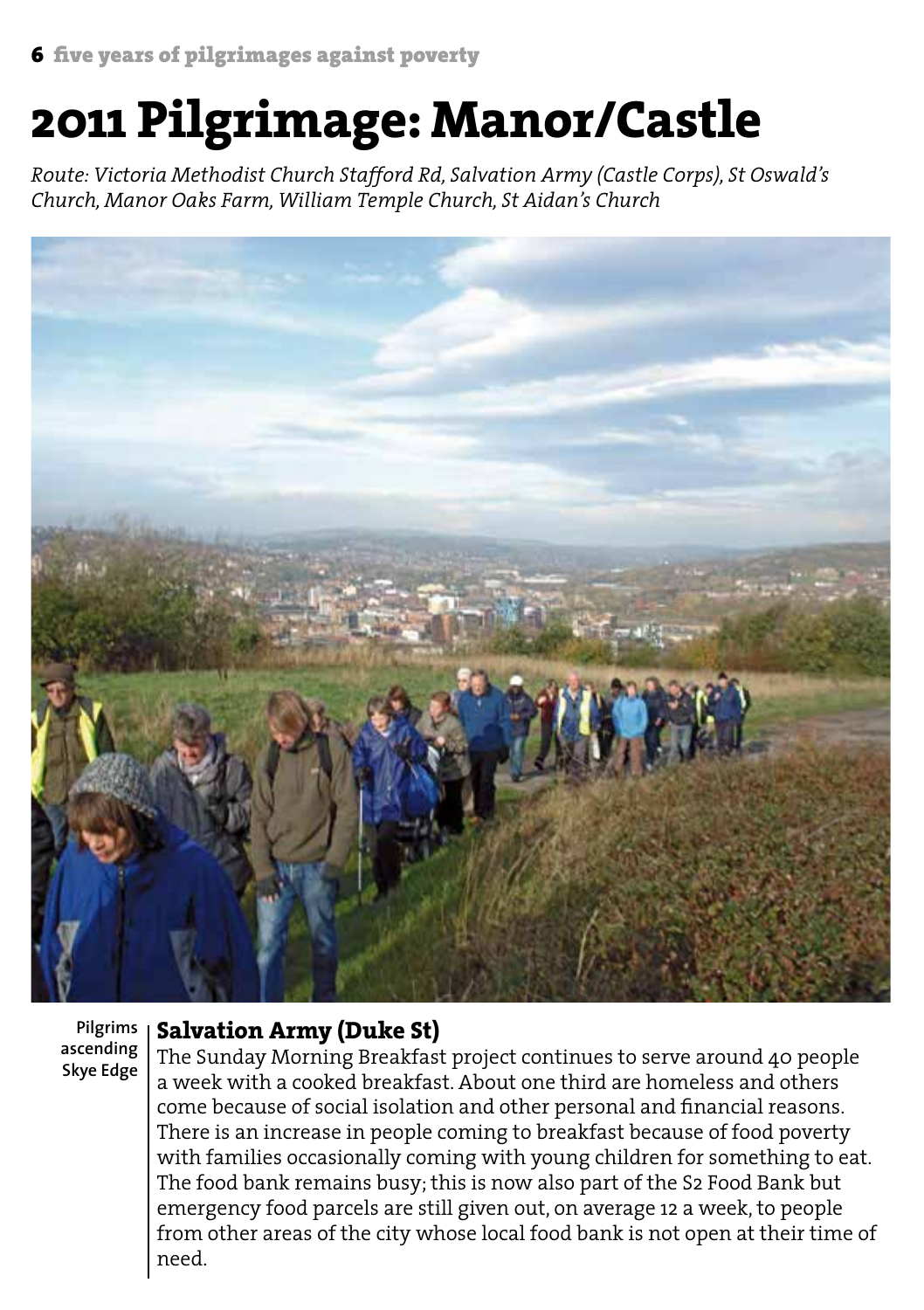# 2011 Pilgrimage: Manor/Castle

*Route: Victoria Methodist Church Stafford Rd, Salvation Army (Castle Corps), St Oswald's Church, Manor Oaks Farm, William Temple Church, St Aidan's Church*

Pilgrims ascending Skye Edge

## Salvation Army (Duke St)

The Sunday Morning Breakfast project continues to serve around 40 people a week with a cooked breakfast. About one third are homeless and others come because of social isolation and other personal and financial reasons. There is an increase in people coming to breakfast because of food poverty with families occasionally coming with young children for something to eat. The food bank remains busy; this is now also part of the S2 Food Bank but emergency food parcels are still given out, on average 12 a week, to people from other areas of the city whose local food bank is not open at their time of need.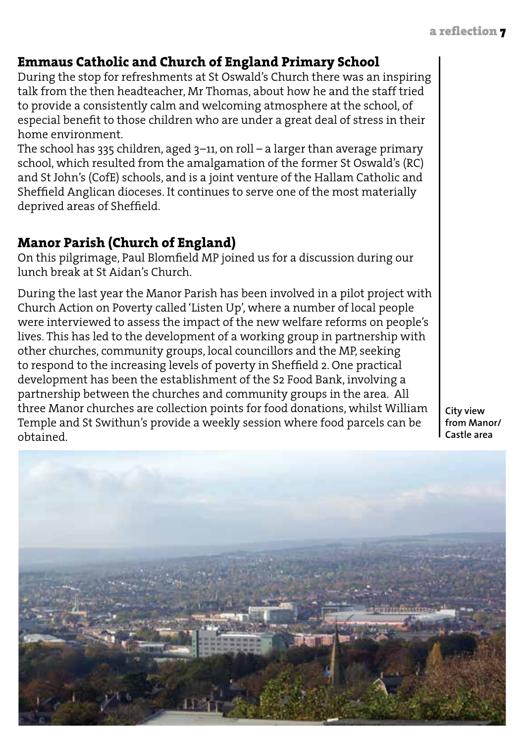## Emmaus Catholic and Church of England Primary School

During the stop for refreshments at St Oswald's Church there was an inspiring talk from the then headteacher, Mr Thomas, about how he and the staff tried to provide a consistently calm and welcoming atmosphere at the school, of especial benefit to those children who are under a great deal of stress in their home environment.

The school has 335 children, aged 3–11, on roll – a larger than average primary school, which resulted from the amalgamation of the former St Oswald's (RC) and St John's (CofE) schools, and is a joint venture of the Hallam Catholic and Sheffield Anglican dioceses. It continues to serve one of the most materially deprived areas of Sheffield.

## Manor Parish (Church of England)

On this pilgrimage, Paul Blomfield MP joined us for a discussion during our lunch break at St Aidan's Church.

During the last year the Manor Parish has been involved in a pilot project with Church Action on Poverty called 'Listen Up', where a number of local people were interviewed to assess the impact of the new welfare reforms on people's lives. This has led to the development of a working group in partnership with other churches, community groups, local councillors and the MP, seeking to respond to the increasing levels of poverty in Sheffield 2. One practical development has been the establishment of the S2 Food Bank, involving a partnership between the churches and community groups in the area. All three Manor churches are collection points for food donations, whilst William Temple and St Swithun's provide a weekly session where food parcels can be obtained.

City view from Manor/ Castle area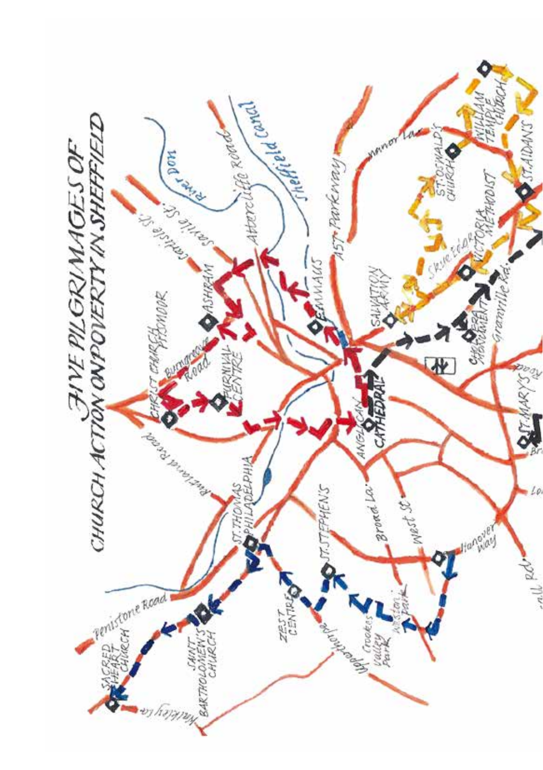# FIVE PILGRIMAGES OF CHURCH ACTION ON POVERTY IN SHEFFIELD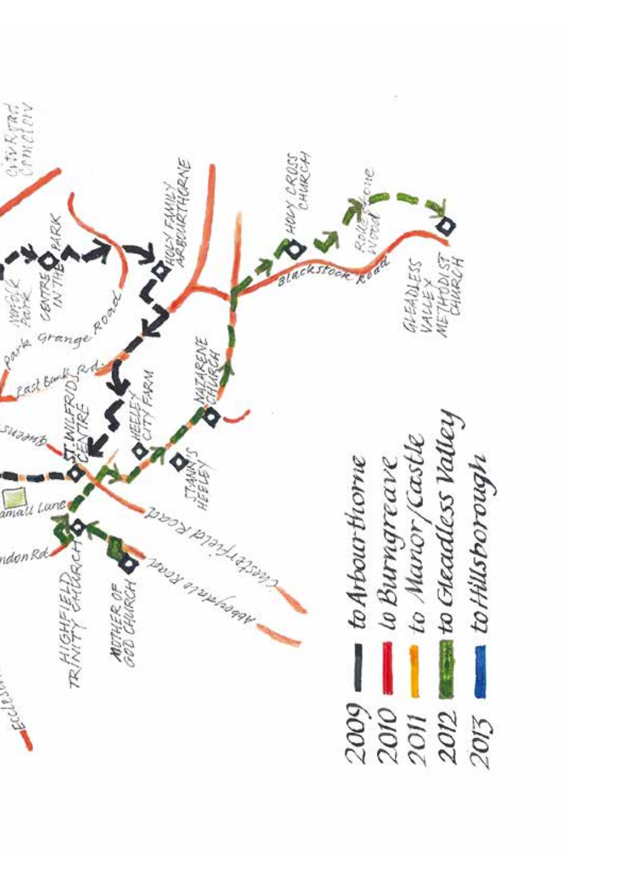2009 — to Arbourthorne
2010 — to Burngreave
2011 — to Manor/Castle
2012 — to Gleadless Valley
2013 — to Hillsborough

City Road Cemetery
Norfolk Park
Centre in the Park
Park Grange Road
Holy Family Arbourthorne
East Bank Rd.
Queens
St. Wilfrid's Centre
Heeley City Farm
Nazarene Church
Holy Cross Church
Rollestone Wood
Blackstock Road
Gleadless Valley Methodist Church
St. Anne's Heeley
Chesterfield Road
Abbeydale Road
Highfield Trinity Church
Mother of God Church
London Rd
Ecclesall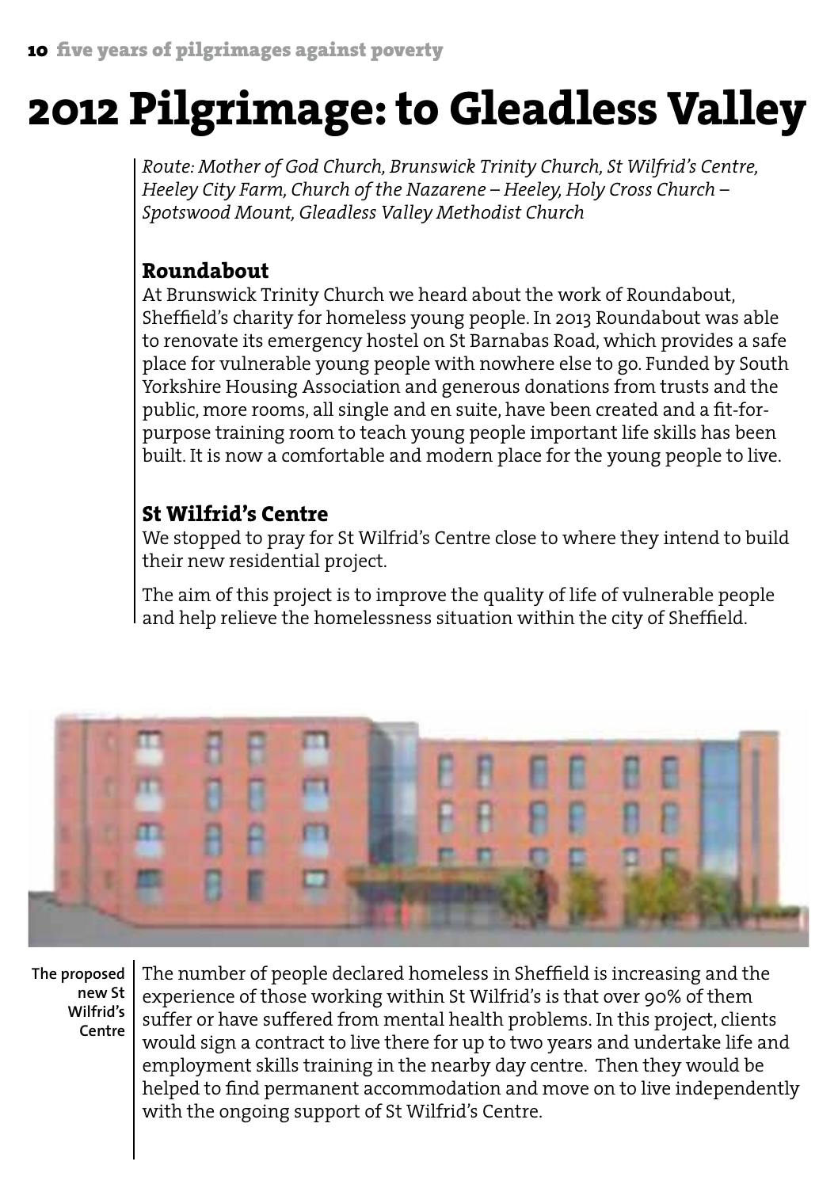# 2012 Pilgrimage: to Gleadless Valley

*Route: Mother of God Church, Brunswick Trinity Church, St Wilfrid's Centre, Heeley City Farm, Church of the Nazarene – Heeley, Holy Cross Church – Spotswood Mount, Gleadless Valley Methodist Church*

## Roundabout

At Brunswick Trinity Church we heard about the work of Roundabout, Sheffield's charity for homeless young people. In 2013 Roundabout was able to renovate its emergency hostel on St Barnabas Road, which provides a safe place for vulnerable young people with nowhere else to go. Funded by South Yorkshire Housing Association and generous donations from trusts and the public, more rooms, all single and en suite, have been created and a fit-for-purpose training room to teach young people important life skills has been built. It is now a comfortable and modern place for the young people to live.

## St Wilfrid's Centre

We stopped to pray for St Wilfrid's Centre close to where they intend to build their new residential project.

The aim of this project is to improve the quality of life of vulnerable people and help relieve the homelessness situation within the city of Sheffield.

**The proposed new St Wilfrid's Centre**

The number of people declared homeless in Sheffield is increasing and the experience of those working within St Wilfrid's is that over 90% of them suffer or have suffered from mental health problems. In this project, clients would sign a contract to live there for up to two years and undertake life and employment skills training in the nearby day centre. Then they would be helped to find permanent accommodation and move on to live independently with the ongoing support of St Wilfrid's Centre.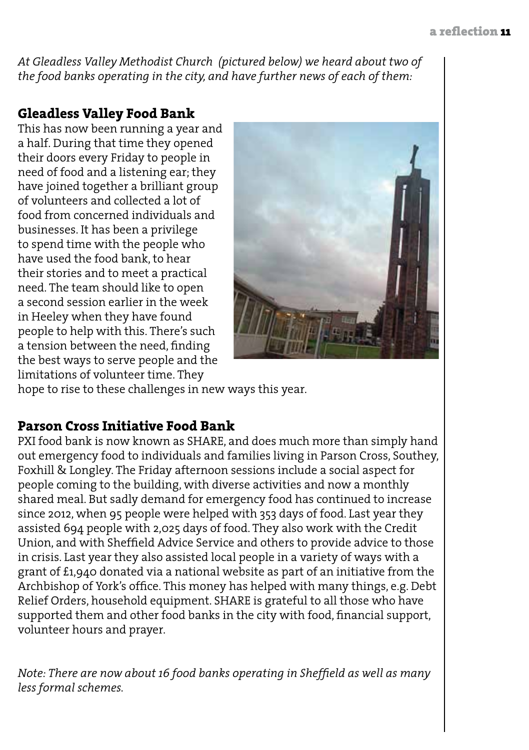*At Gleadless Valley Methodist Church (pictured below) we heard about two of the food banks operating in the city, and have further news of each of them:*

## Gleadless Valley Food Bank

This has now been running a year and a half. During that time they opened their doors every Friday to people in need of food and a listening ear; they have joined together a brilliant group of volunteers and collected a lot of food from concerned individuals and businesses. It has been a privilege to spend time with the people who have used the food bank, to hear their stories and to meet a practical need. The team should like to open a second session earlier in the week in Heeley when they have found people to help with this. There's such a tension between the need, finding the best ways to serve people and the limitations of volunteer time. They hope to rise to these challenges in new ways this year.

## Parson Cross Initiative Food Bank

PXI food bank is now known as SHARE, and does much more than simply hand out emergency food to individuals and families living in Parson Cross, Southey, Foxhill & Longley. The Friday afternoon sessions include a social aspect for people coming to the building, with diverse activities and now a monthly shared meal. But sadly demand for emergency food has continued to increase since 2012, when 95 people were helped with 353 days of food. Last year they assisted 694 people with 2,025 days of food. They also work with the Credit Union, and with Sheffield Advice Service and others to provide advice to those in crisis. Last year they also assisted local people in a variety of ways with a grant of £1,940 donated via a national website as part of an initiative from the Archbishop of York's office. This money has helped with many things, e.g. Debt Relief Orders, household equipment. SHARE is grateful to all those who have supported them and other food banks in the city with food, financial support, volunteer hours and prayer.

*Note: There are now about 16 food banks operating in Sheffield as well as many less formal schemes.*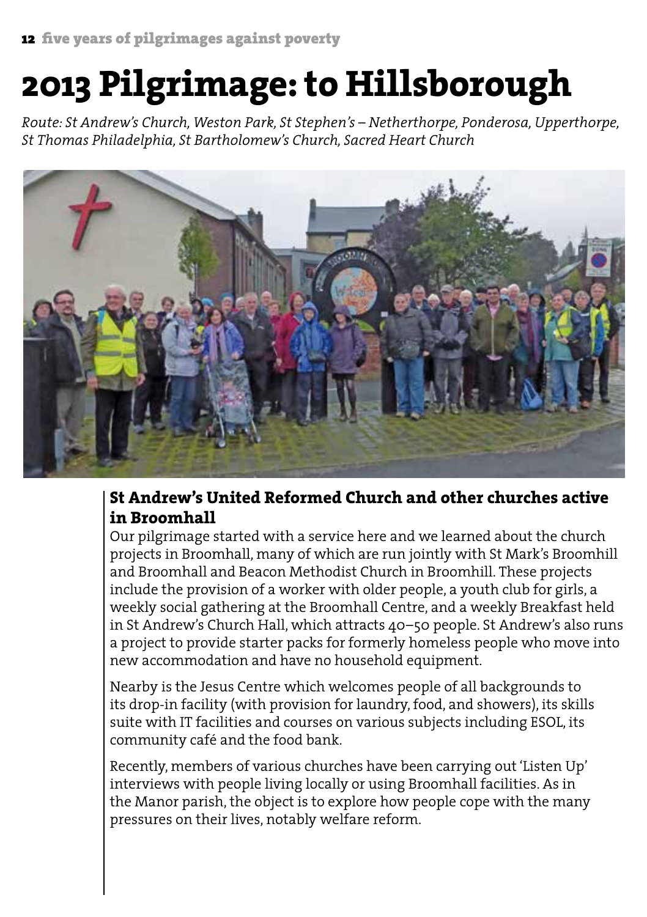# 2013 Pilgrimage: to Hillsborough

*Route: St Andrew's Church, Weston Park, St Stephen's – Netherthorpe, Ponderosa, Upperthorpe, St Thomas Philadelphia, St Bartholomew's Church, Sacred Heart Church*

## St Andrew's United Reformed Church and other churches active in Broomhall

Our pilgrimage started with a service here and we learned about the church projects in Broomhall, many of which are run jointly with St Mark's Broomhill and Broomhall and Beacon Methodist Church in Broomhill. These projects include the provision of a worker with older people, a youth club for girls, a weekly social gathering at the Broomhall Centre, and a weekly Breakfast held in St Andrew's Church Hall, which attracts 40–50 people. St Andrew's also runs a project to provide starter packs for formerly homeless people who move into new accommodation and have no household equipment.

Nearby is the Jesus Centre which welcomes people of all backgrounds to its drop-in facility (with provision for laundry, food, and showers), its skills suite with IT facilities and courses on various subjects including ESOL, its community café and the food bank.

Recently, members of various churches have been carrying out 'Listen Up' interviews with people living locally or using Broomhall facilities. As in the Manor parish, the object is to explore how people cope with the many pressures on their lives, notably welfare reform.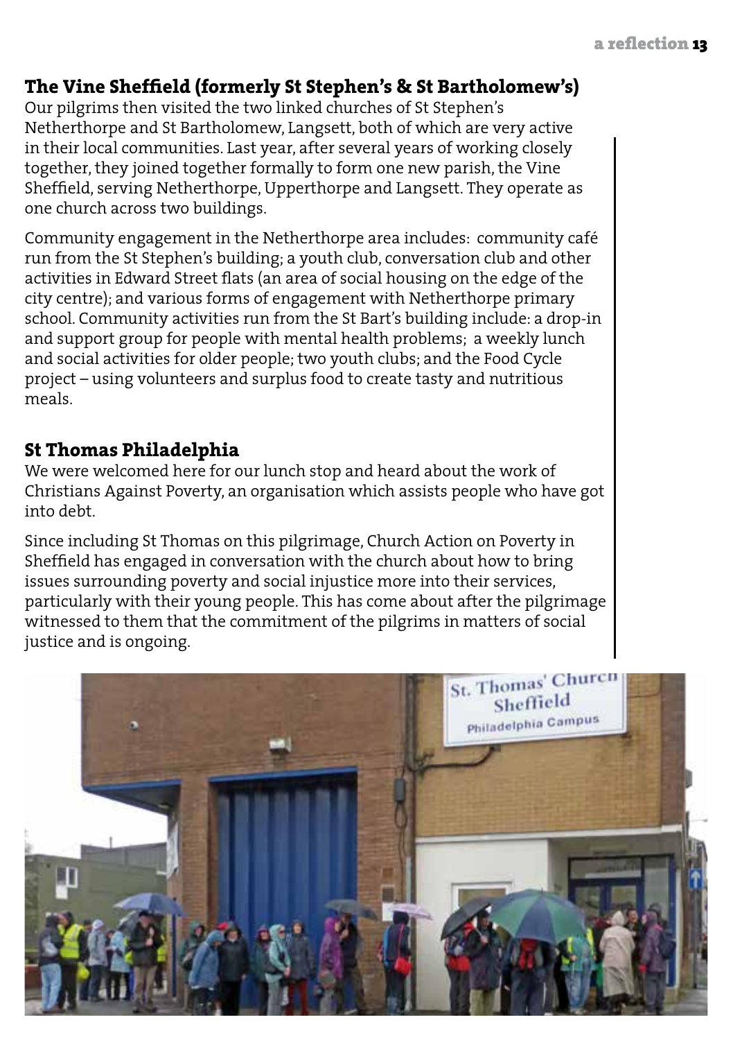## The Vine Sheffield (formerly St Stephen's & St Bartholomew's)

Our pilgrims then visited the two linked churches of St Stephen's Netherthorpe and St Bartholomew, Langsett, both of which are very active in their local communities. Last year, after several years of working closely together, they joined together formally to form one new parish, the Vine Sheffield, serving Netherthorpe, Upperthorpe and Langsett. They operate as one church across two buildings.

Community engagement in the Netherthorpe area includes: community café run from the St Stephen's building; a youth club, conversation club and other activities in Edward Street flats (an area of social housing on the edge of the city centre); and various forms of engagement with Netherthorpe primary school. Community activities run from the St Bart's building include: a drop-in and support group for people with mental health problems; a weekly lunch and social activities for older people; two youth clubs; and the Food Cycle project – using volunteers and surplus food to create tasty and nutritious meals.

## St Thomas Philadelphia

We were welcomed here for our lunch stop and heard about the work of Christians Against Poverty, an organisation which assists people who have got into debt.

Since including St Thomas on this pilgrimage, Church Action on Poverty in Sheffield has engaged in conversation with the church about how to bring issues surrounding poverty and social injustice more into their services, particularly with their young people. This has come about after the pilgrimage witnessed to them that the commitment of the pilgrims in matters of social justice and is ongoing.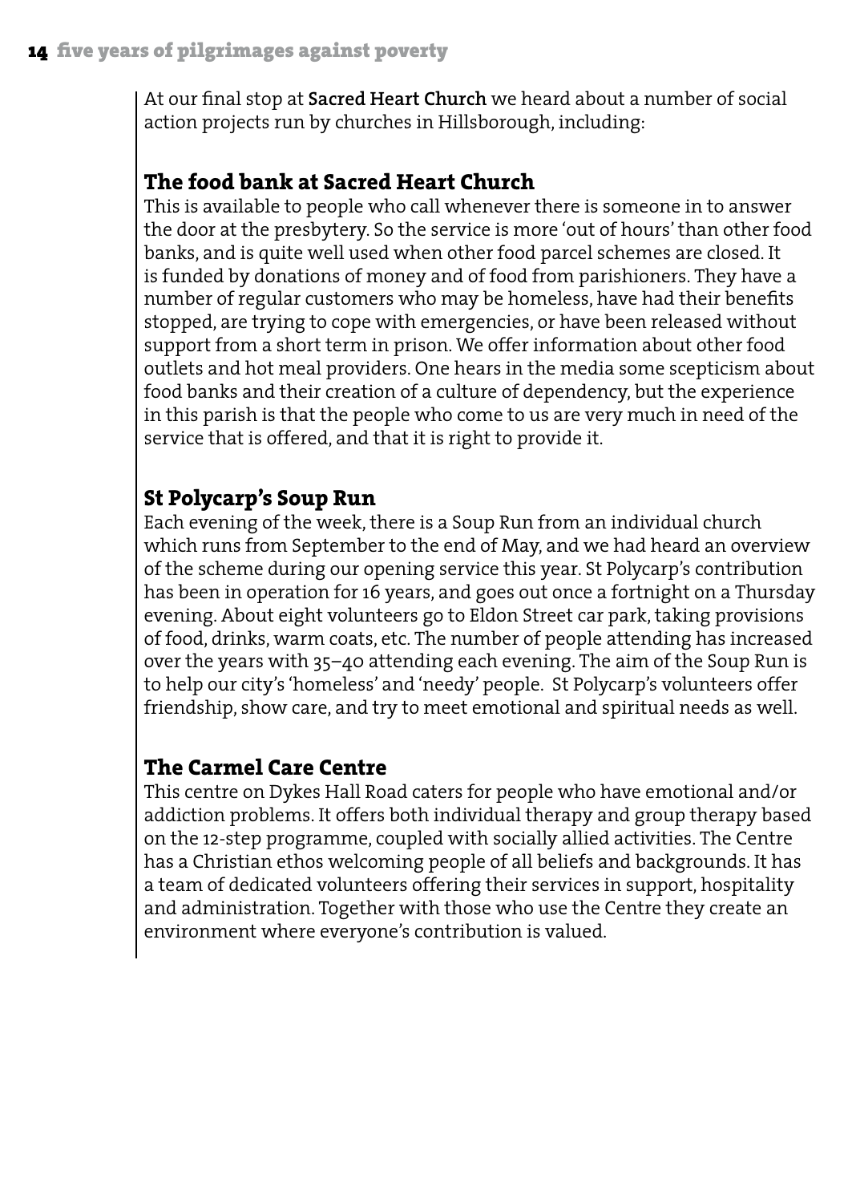At our final stop at **Sacred Heart Church** we heard about a number of social action projects run by churches in Hillsborough, including:

## The food bank at Sacred Heart Church

This is available to people who call whenever there is someone in to answer the door at the presbytery. So the service is more 'out of hours' than other food banks, and is quite well used when other food parcel schemes are closed. It is funded by donations of money and of food from parishioners. They have a number of regular customers who may be homeless, have had their benefits stopped, are trying to cope with emergencies, or have been released without support from a short term in prison. We offer information about other food outlets and hot meal providers. One hears in the media some scepticism about food banks and their creation of a culture of dependency, but the experience in this parish is that the people who come to us are very much in need of the service that is offered, and that it is right to provide it.

## St Polycarp's Soup Run

Each evening of the week, there is a Soup Run from an individual church which runs from September to the end of May, and we had heard an overview of the scheme during our opening service this year. St Polycarp's contribution has been in operation for 16 years, and goes out once a fortnight on a Thursday evening. About eight volunteers go to Eldon Street car park, taking provisions of food, drinks, warm coats, etc. The number of people attending has increased over the years with 35–40 attending each evening. The aim of the Soup Run is to help our city's 'homeless' and 'needy' people. St Polycarp's volunteers offer friendship, show care, and try to meet emotional and spiritual needs as well.

## The Carmel Care Centre

This centre on Dykes Hall Road caters for people who have emotional and/or addiction problems. It offers both individual therapy and group therapy based on the 12-step programme, coupled with socially allied activities. The Centre has a Christian ethos welcoming people of all beliefs and backgrounds. It has a team of dedicated volunteers offering their services in support, hospitality and administration. Together with those who use the Centre they create an environment where everyone's contribution is valued.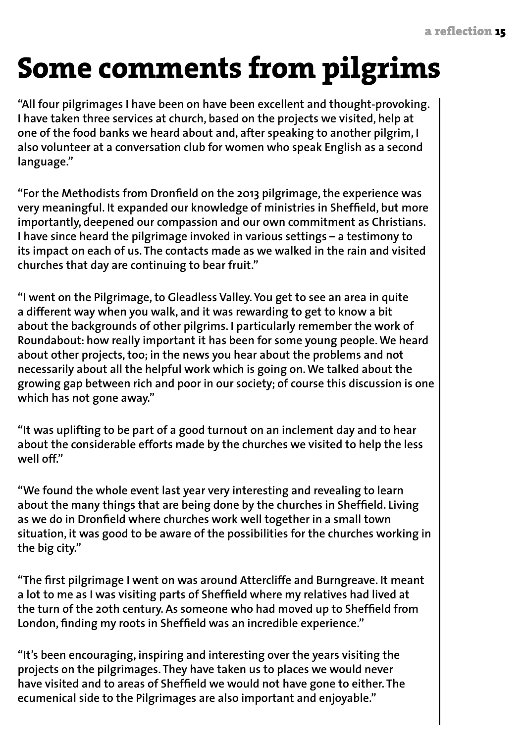# Some comments from pilgrims

"All four pilgrimages I have been on have been excellent and thought-provoking. I have taken three services at church, based on the projects we visited, help at one of the food banks we heard about and, after speaking to another pilgrim, I also volunteer at a conversation club for women who speak English as a second language."

"For the Methodists from Dronfield on the 2013 pilgrimage, the experience was very meaningful. It expanded our knowledge of ministries in Sheffield, but more importantly, deepened our compassion and our own commitment as Christians. I have since heard the pilgrimage invoked in various settings – a testimony to its impact on each of us. The contacts made as we walked in the rain and visited churches that day are continuing to bear fruit."

"I went on the Pilgrimage, to Gleadless Valley. You get to see an area in quite a different way when you walk, and it was rewarding to get to know a bit about the backgrounds of other pilgrims. I particularly remember the work of Roundabout: how really important it has been for some young people. We heard about other projects, too; in the news you hear about the problems and not necessarily about all the helpful work which is going on. We talked about the growing gap between rich and poor in our society; of course this discussion is one which has not gone away."

"It was uplifting to be part of a good turnout on an inclement day and to hear about the considerable efforts made by the churches we visited to help the less well off."

"We found the whole event last year very interesting and revealing to learn about the many things that are being done by the churches in Sheffield. Living as we do in Dronfield where churches work well together in a small town situation, it was good to be aware of the possibilities for the churches working in the big city."

"The first pilgrimage I went on was around Attercliffe and Burngreave. It meant a lot to me as I was visiting parts of Sheffield where my relatives had lived at the turn of the 20th century. As someone who had moved up to Sheffield from London, finding my roots in Sheffield was an incredible experience."

"It's been encouraging, inspiring and interesting over the years visiting the projects on the pilgrimages. They have taken us to places we would never have visited and to areas of Sheffield we would not have gone to either. The ecumenical side to the Pilgrimages are also important and enjoyable."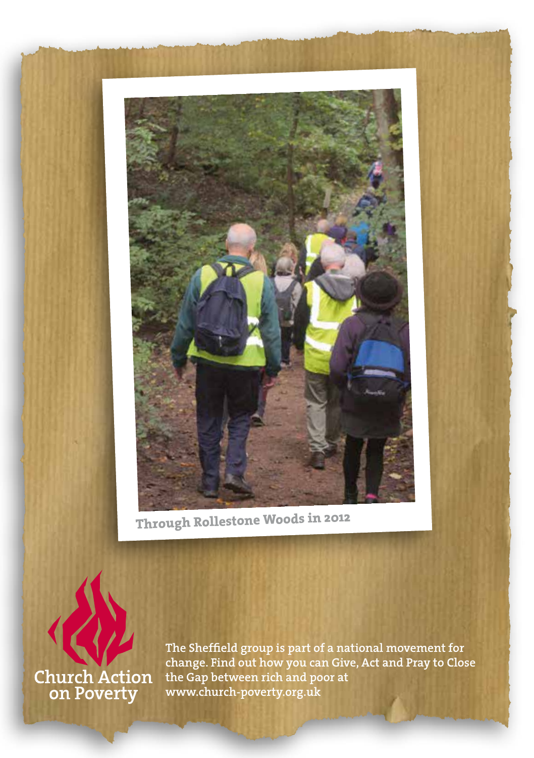Through Rollestone Woods in 2012

Church Action on Poverty

The Sheffield group is part of a national movement for change. Find out how you can Give, Act and Pray to Close the Gap between rich and poor at www.church-poverty.org.uk